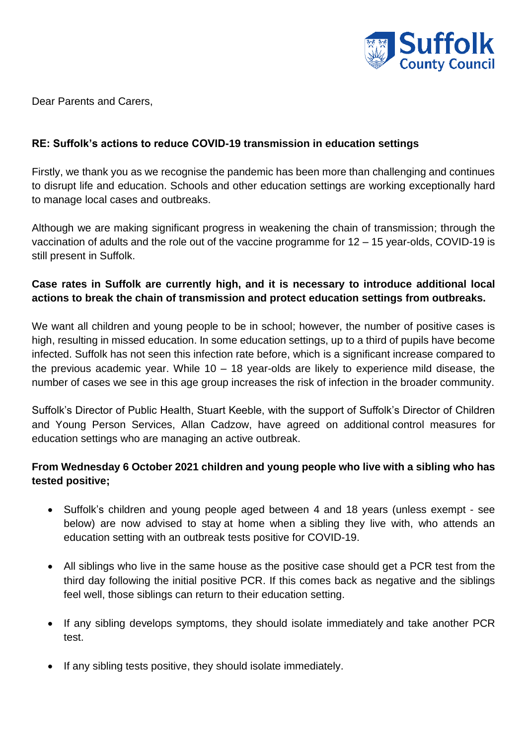Suffolk County Council

Dear Parents and Carers,

**RE: Suffolk's actions to reduce COVID-19 transmission in education settings**

Firstly, we thank you as we recognise the pandemic has been more than challenging and continues to disrupt life and education. Schools and other education settings are working exceptionally hard to manage local cases and outbreaks.

Although we are making significant progress in weakening the chain of transmission; through the vaccination of adults and the role out of the vaccine programme for 12 – 15 year-olds, COVID-19 is still present in Suffolk.

**Case rates in Suffolk are currently high, and it is necessary to introduce additional local actions to break the chain of transmission and protect education settings from outbreaks.**

We want all children and young people to be in school; however, the number of positive cases is high, resulting in missed education. In some education settings, up to a third of pupils have become infected. Suffolk has not seen this infection rate before, which is a significant increase compared to the previous academic year. While 10 – 18 year-olds are likely to experience mild disease, the number of cases we see in this age group increases the risk of infection in the broader community.

Suffolk's Director of Public Health, Stuart Keeble, with the support of Suffolk's Director of Children and Young Person Services, Allan Cadzow, have agreed on additional control measures for education settings who are managing an active outbreak.

**From Wednesday 6 October 2021 children and young people who live with a sibling who has tested positive;**

- Suffolk's children and young people aged between 4 and 18 years (unless exempt - see below) are now advised to stay at home when a sibling they live with, who attends an education setting with an outbreak tests positive for COVID-19.
- All siblings who live in the same house as the positive case should get a PCR test from the third day following the initial positive PCR. If this comes back as negative and the siblings feel well, those siblings can return to their education setting.
- If any sibling develops symptoms, they should isolate immediately and take another PCR test.
- If any sibling tests positive, they should isolate immediately.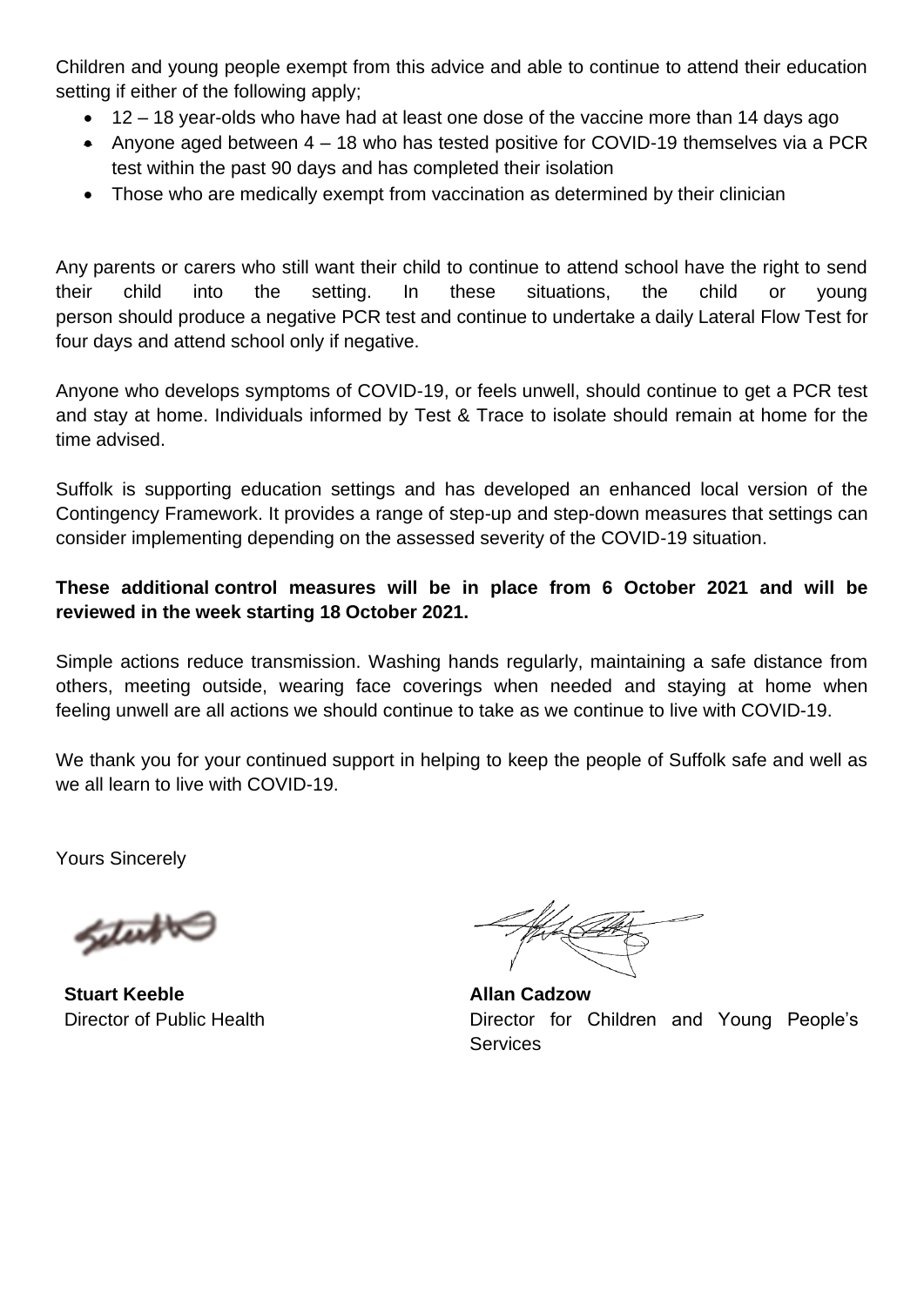Children and young people exempt from this advice and able to continue to attend their education setting if either of the following apply;

- 12 – 18 year-olds who have had at least one dose of the vaccine more than 14 days ago
- Anyone aged between 4 – 18 who has tested positive for COVID-19 themselves via a PCR test within the past 90 days and has completed their isolation
- Those who are medically exempt from vaccination as determined by their clinician

Any parents or carers who still want their child to continue to attend school have the right to send their child into the setting. In these situations, the child or young person should produce a negative PCR test and continue to undertake a daily Lateral Flow Test for four days and attend school only if negative.

Anyone who develops symptoms of COVID-19, or feels unwell, should continue to get a PCR test and stay at home. Individuals informed by Test & Trace to isolate should remain at home for the time advised.

Suffolk is supporting education settings and has developed an enhanced local version of the Contingency Framework. It provides a range of step-up and step-down measures that settings can consider implementing depending on the assessed severity of the COVID-19 situation.

**These additional control measures will be in place from 6 October 2021 and will be reviewed in the week starting 18 October 2021.**

Simple actions reduce transmission. Washing hands regularly, maintaining a safe distance from others, meeting outside, wearing face coverings when needed and staying at home when feeling unwell are all actions we should continue to take as we continue to live with COVID-19.

We thank you for your continued support in helping to keep the people of Suffolk safe and well as we all learn to live with COVID-19.

Yours Sincerely

**Stuart Keeble**
Director of Public Health

**Allan Cadzow**
Director for Children and Young People's Services